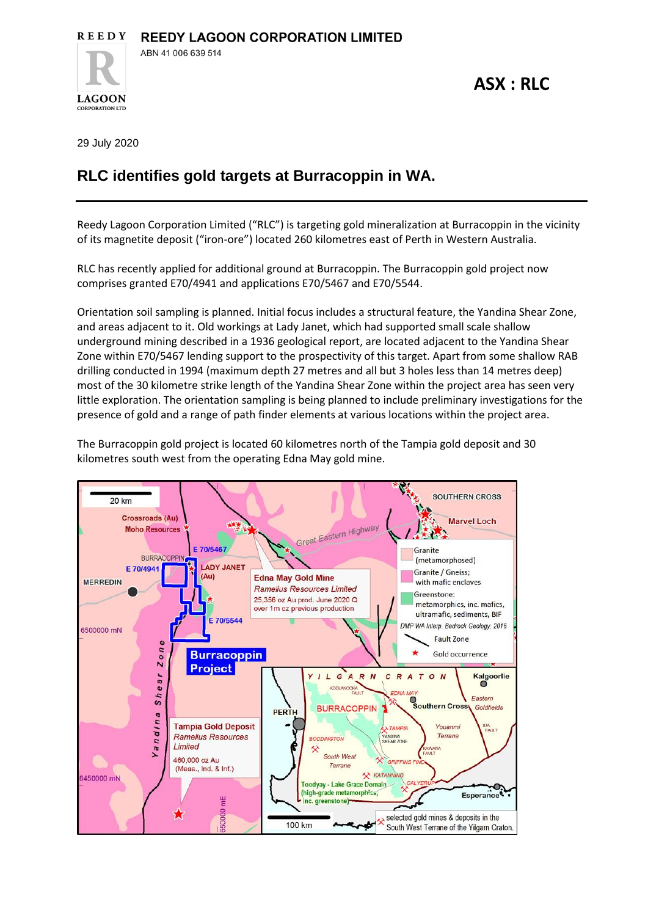**REEDY LAGOON CORPORATION LIMITED**
ABN 41 006 639 514

**ASX : RLC**

29 July 2020

## RLC identifies gold targets at Burracoppin in WA.

Reedy Lagoon Corporation Limited ("RLC") is targeting gold mineralization at Burracoppin in the vicinity of its magnetite deposit ("iron-ore") located 260 kilometres east of Perth in Western Australia.

RLC has recently applied for additional ground at Burracoppin. The Burracoppin gold project now comprises granted E70/4941 and applications E70/5467 and E70/5544.

Orientation soil sampling is planned. Initial focus includes a structural feature, the Yandina Shear Zone, and areas adjacent to it. Old workings at Lady Janet, which had supported small scale shallow underground mining described in a 1936 geological report, are located adjacent to the Yandina Shear Zone within E70/5467 lending support to the prospectivity of this target. Apart from some shallow RAB drilling conducted in 1994 (maximum depth 27 metres and all but 3 holes less than 14 metres deep) most of the 30 kilometre strike length of the Yandina Shear Zone within the project area has seen very little exploration. The orientation sampling is being planned to include preliminary investigations for the presence of gold and a range of path finder elements at various locations within the project area.

The Burracoppin gold project is located 60 kilometres north of the Tampia gold deposit and 30 kilometres south west from the operating Edna May gold mine.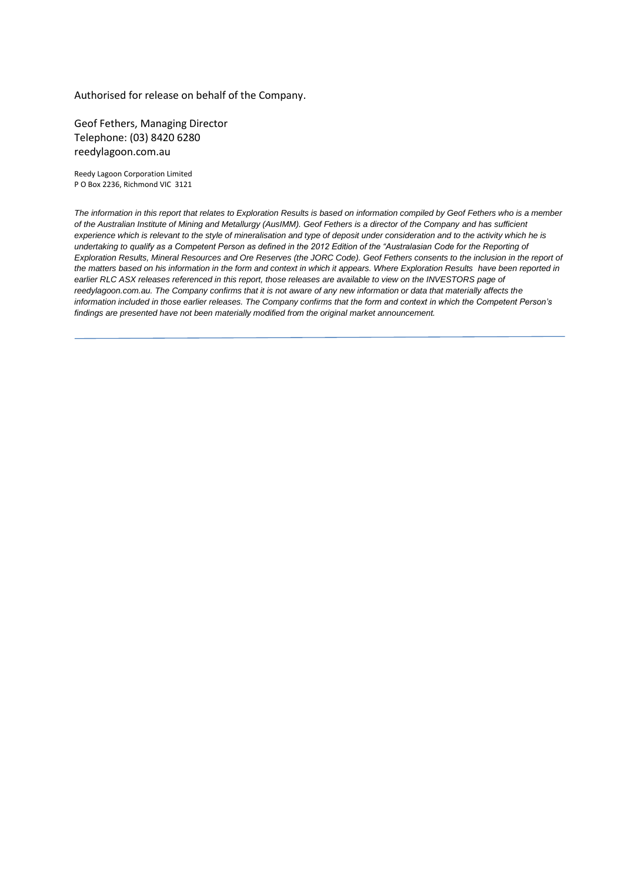Authorised for release on behalf of the Company.

Geof Fethers, Managing Director
Telephone: (03) 8420 6280
reedylagoon.com.au

Reedy Lagoon Corporation Limited
P O Box 2236, Richmond VIC 3121

*The information in this report that relates to Exploration Results is based on information compiled by Geof Fethers who is a member of the Australian Institute of Mining and Metallurgy (AusIMM). Geof Fethers is a director of the Company and has sufficient experience which is relevant to the style of mineralisation and type of deposit under consideration and to the activity which he is undertaking to qualify as a Competent Person as defined in the 2012 Edition of the "Australasian Code for the Reporting of Exploration Results, Mineral Resources and Ore Reserves (the JORC Code). Geof Fethers consents to the inclusion in the report of the matters based on his information in the form and context in which it appears. Where Exploration Results have been reported in earlier RLC ASX releases referenced in this report, those releases are available to view on the INVESTORS page of reedylagoon.com.au. The Company confirms that it is not aware of any new information or data that materially affects the information included in those earlier releases. The Company confirms that the form and context in which the Competent Person's findings are presented have not been materially modified from the original market announcement.*

---